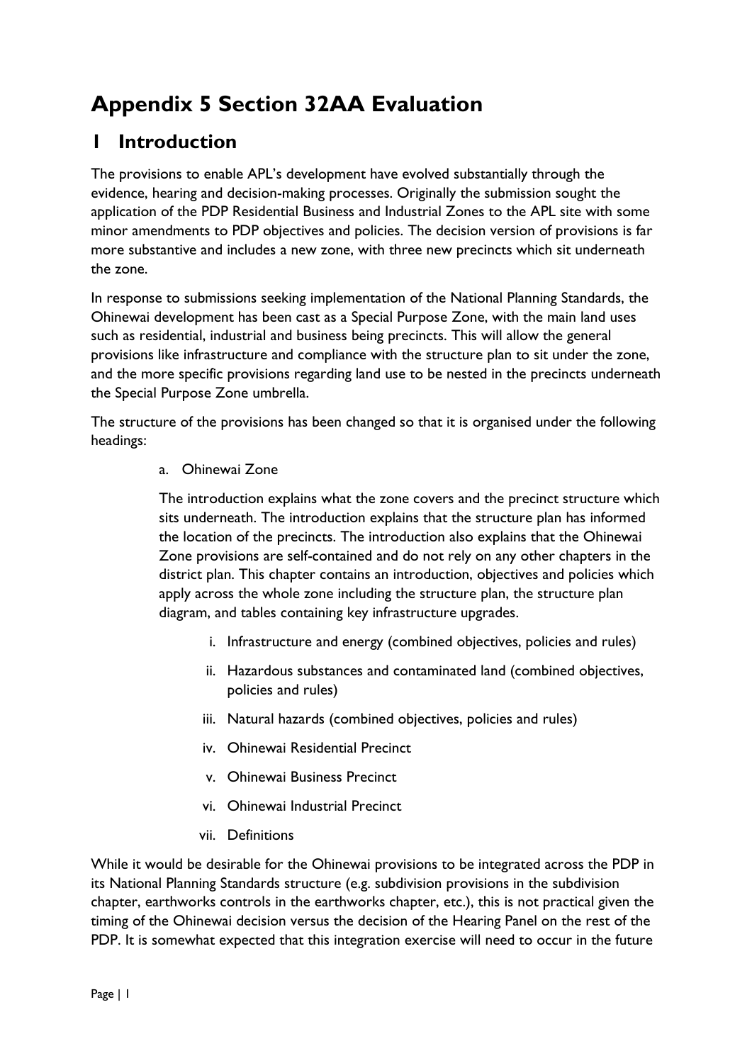# Appendix 5 Section 32AA Evaluation

## 1 Introduction

The provisions to enable APL's development have evolved substantially through the evidence, hearing and decision-making processes. Originally the submission sought the application of the PDP Residential Business and Industrial Zones to the APL site with some minor amendments to PDP objectives and policies. The decision version of provisions is far more substantive and includes a new zone, with three new precincts which sit underneath the zone.

In response to submissions seeking implementation of the National Planning Standards, the Ohinewai development has been cast as a Special Purpose Zone, with the main land uses such as residential, industrial and business being precincts. This will allow the general provisions like infrastructure and compliance with the structure plan to sit under the zone, and the more specific provisions regarding land use to be nested in the precincts underneath the Special Purpose Zone umbrella.

The structure of the provisions has been changed so that it is organised under the following headings:

a. Ohinewai Zone

   The introduction explains what the zone covers and the precinct structure which sits underneath. The introduction explains that the structure plan has informed the location of the precincts. The introduction also explains that the Ohinewai Zone provisions are self-contained and do not rely on any other chapters in the district plan. This chapter contains an introduction, objectives and policies which apply across the whole zone including the structure plan, the structure plan diagram, and tables containing key infrastructure upgrades.

   i. Infrastructure and energy (combined objectives, policies and rules)

   ii. Hazardous substances and contaminated land (combined objectives, policies and rules)

   iii. Natural hazards (combined objectives, policies and rules)

   iv. Ohinewai Residential Precinct

   v. Ohinewai Business Precinct

   vi. Ohinewai Industrial Precinct

   vii. Definitions

While it would be desirable for the Ohinewai provisions to be integrated across the PDP in its National Planning Standards structure (e.g. subdivision provisions in the subdivision chapter, earthworks controls in the earthworks chapter, etc.), this is not practical given the timing of the Ohinewai decision versus the decision of the Hearing Panel on the rest of the PDP. It is somewhat expected that this integration exercise will need to occur in the future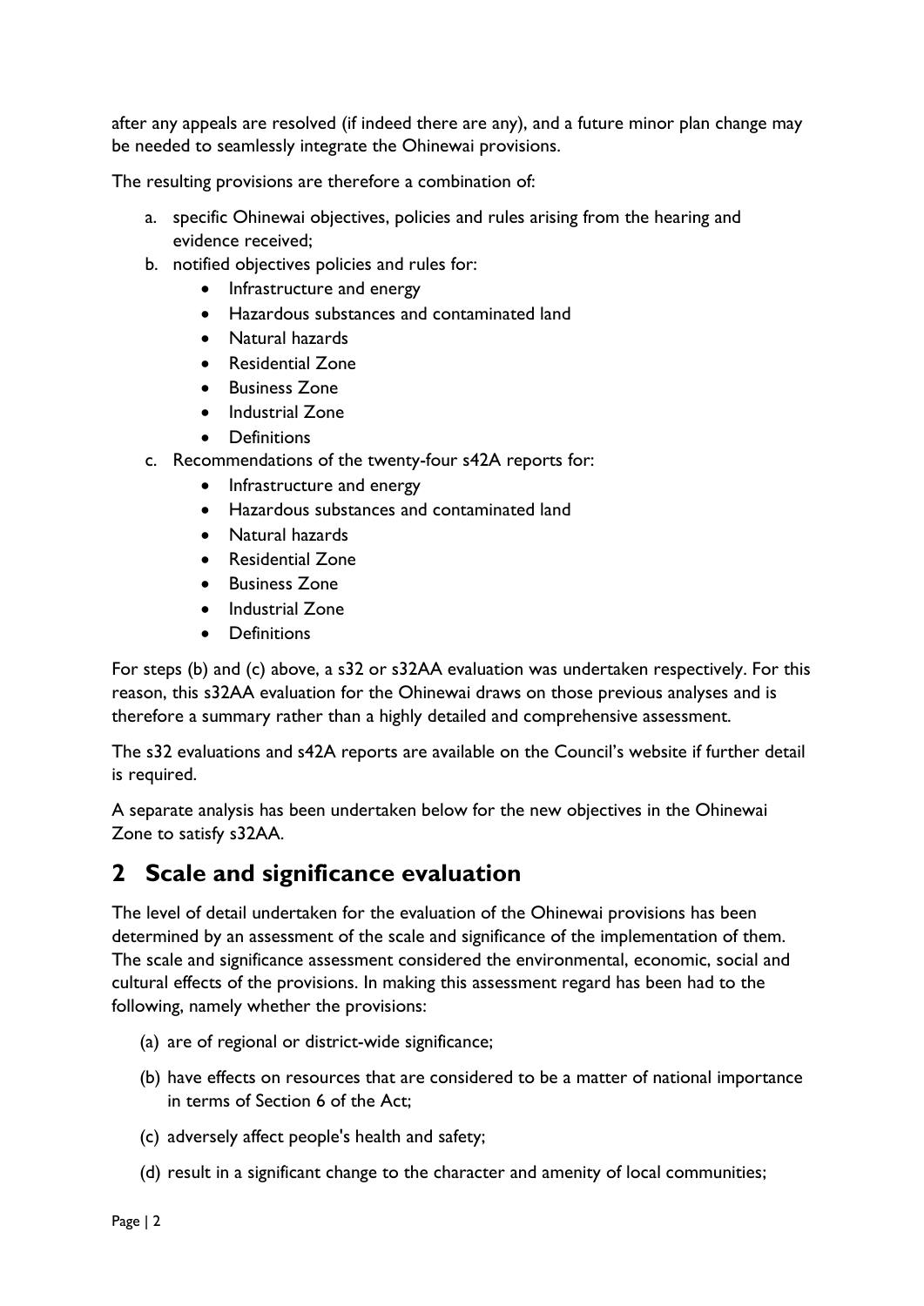after any appeals are resolved (if indeed there are any), and a future minor plan change may be needed to seamlessly integrate the Ohinewai provisions.

The resulting provisions are therefore a combination of:

a. specific Ohinewai objectives, policies and rules arising from the hearing and evidence received;
b. notified objectives policies and rules for:
    - Infrastructure and energy
    - Hazardous substances and contaminated land
    - Natural hazards
    - Residential Zone
    - Business Zone
    - Industrial Zone
    - Definitions
c. Recommendations of the twenty-four s42A reports for:
    - Infrastructure and energy
    - Hazardous substances and contaminated land
    - Natural hazards
    - Residential Zone
    - Business Zone
    - Industrial Zone
    - Definitions

For steps (b) and (c) above, a s32 or s32AA evaluation was undertaken respectively. For this reason, this s32AA evaluation for the Ohinewai draws on those previous analyses and is therefore a summary rather than a highly detailed and comprehensive assessment.

The s32 evaluations and s42A reports are available on the Council's website if further detail is required.

A separate analysis has been undertaken below for the new objectives in the Ohinewai Zone to satisfy s32AA.

## 2 Scale and significance evaluation

The level of detail undertaken for the evaluation of the Ohinewai provisions has been determined by an assessment of the scale and significance of the implementation of them. The scale and significance assessment considered the environmental, economic, social and cultural effects of the provisions. In making this assessment regard has been had to the following, namely whether the provisions:

(a) are of regional or district-wide significance;

(b) have effects on resources that are considered to be a matter of national importance in terms of Section 6 of the Act;

(c) adversely affect people's health and safety;

(d) result in a significant change to the character and amenity of local communities;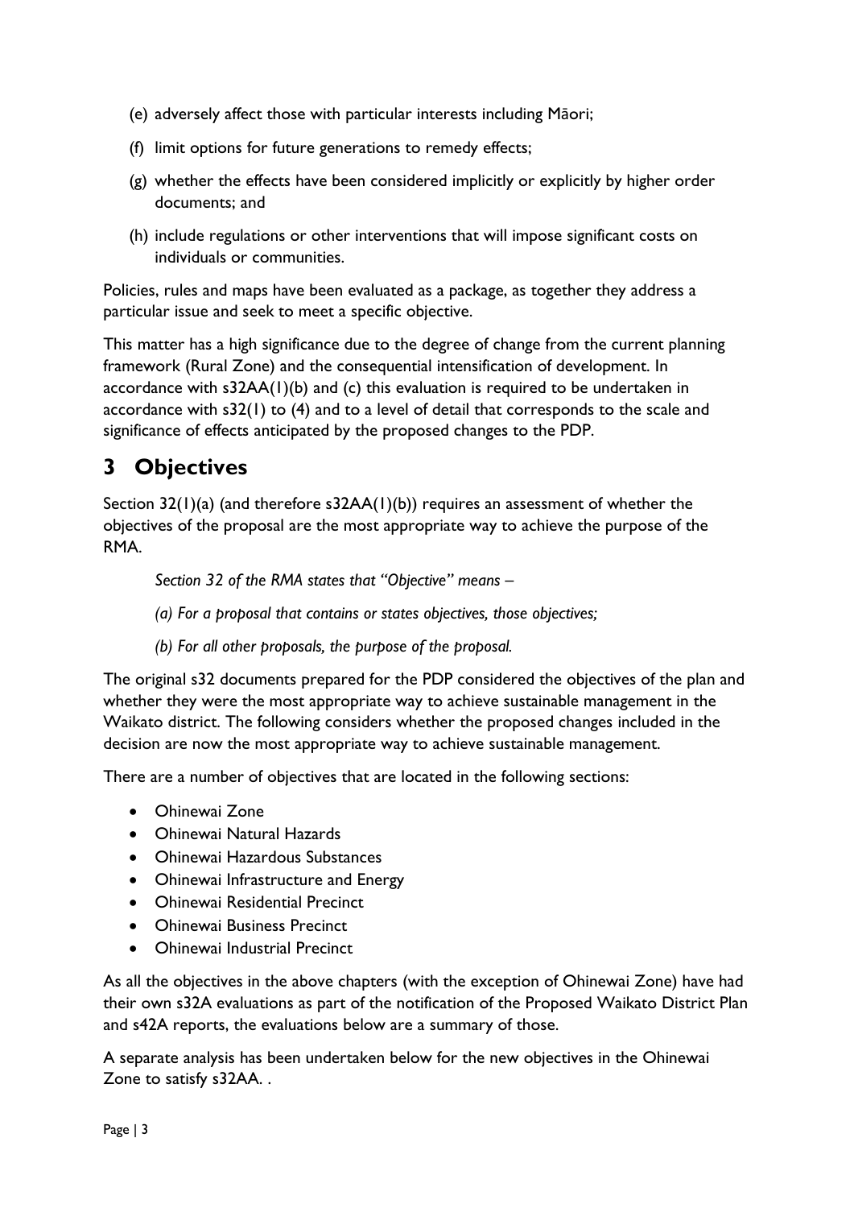(e) adversely affect those with particular interests including Māori;

(f) limit options for future generations to remedy effects;

(g) whether the effects have been considered implicitly or explicitly by higher order documents; and

(h) include regulations or other interventions that will impose significant costs on individuals or communities.

Policies, rules and maps have been evaluated as a package, as together they address a particular issue and seek to meet a specific objective.

This matter has a high significance due to the degree of change from the current planning framework (Rural Zone) and the consequential intensification of development. In accordance with s32AA(1)(b) and (c) this evaluation is required to be undertaken in accordance with s32(1) to (4) and to a level of detail that corresponds to the scale and significance of effects anticipated by the proposed changes to the PDP.

# 3 Objectives

Section 32(1)(a) (and therefore s32AA(1)(b)) requires an assessment of whether the objectives of the proposal are the most appropriate way to achieve the purpose of the RMA.

> *Section 32 of the RMA states that "Objective" means –*
>
> *(a) For a proposal that contains or states objectives, those objectives;*
>
> *(b) For all other proposals, the purpose of the proposal.*

The original s32 documents prepared for the PDP considered the objectives of the plan and whether they were the most appropriate way to achieve sustainable management in the Waikato district. The following considers whether the proposed changes included in the decision are now the most appropriate way to achieve sustainable management.

There are a number of objectives that are located in the following sections:

- Ohinewai Zone
- Ohinewai Natural Hazards
- Ohinewai Hazardous Substances
- Ohinewai Infrastructure and Energy
- Ohinewai Residential Precinct
- Ohinewai Business Precinct
- Ohinewai Industrial Precinct

As all the objectives in the above chapters (with the exception of Ohinewai Zone) have had their own s32A evaluations as part of the notification of the Proposed Waikato District Plan and s42A reports, the evaluations below are a summary of those.

A separate analysis has been undertaken below for the new objectives in the Ohinewai Zone to satisfy s32AA. .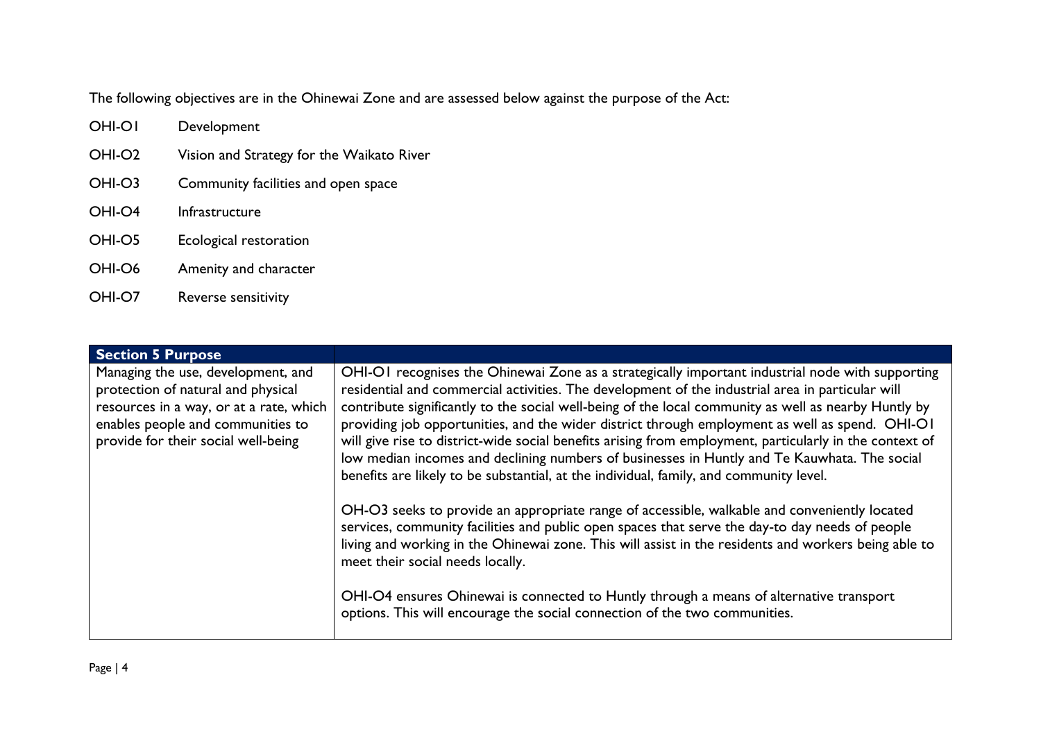The following objectives are in the Ohinewai Zone and are assessed below against the purpose of the Act:

- OHI-O1 Development
- OHI-O2 Vision and Strategy for the Waikato River
- OHI-O3 Community facilities and open space
- OHI-O4 Infrastructure
- OHI-O5 Ecological restoration
- OHI-O6 Amenity and character
- OHI-O7 Reverse sensitivity

| **Section 5 Purpose** | |
|---|---|
| Managing the use, development, and protection of natural and physical resources in a way, or at a rate, which enables people and communities to provide for their social well-being | OHI-O1 recognises the Ohinewai Zone as a strategically important industrial node with supporting residential and commercial activities. The development of the industrial area in particular will contribute significantly to the social well-being of the local community as well as nearby Huntly by providing job opportunities, and the wider district through employment as well as spend. OHI-O1 will give rise to district-wide social benefits arising from employment, particularly in the context of low median incomes and declining numbers of businesses in Huntly and Te Kauwhata. The social benefits are likely to be substantial, at the individual, family, and community level.<br><br>OH-O3 seeks to provide an appropriate range of accessible, walkable and conveniently located services, community facilities and public open spaces that serve the day-to day needs of people living and working in the Ohinewai zone. This will assist in the residents and workers being able to meet their social needs locally.<br><br>OHI-O4 ensures Ohinewai is connected to Huntly through a means of alternative transport options. This will encourage the social connection of the two communities. |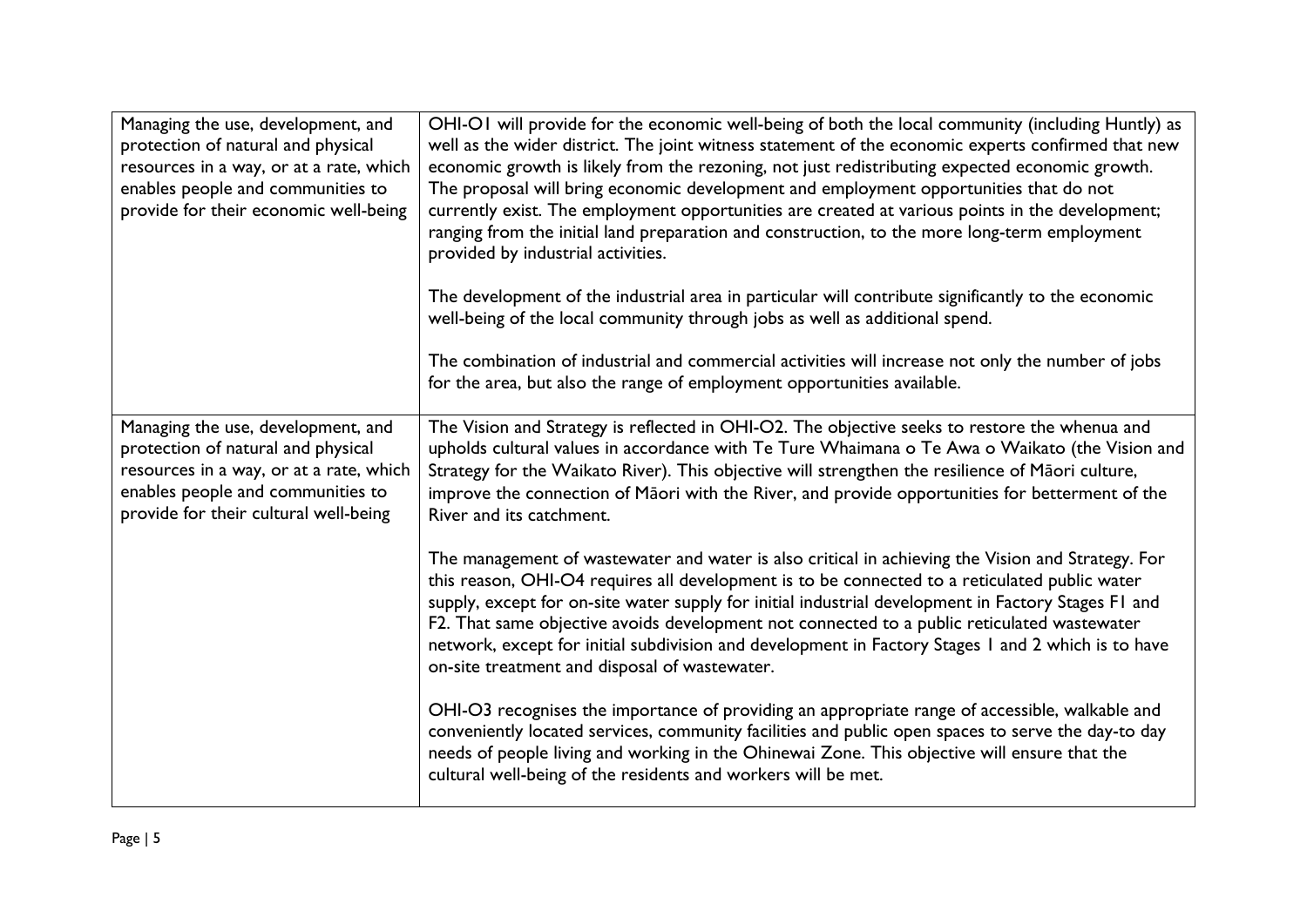| | |
|---|---|
| Managing the use, development, and protection of natural and physical resources in a way, or at a rate, which enables people and communities to provide for their economic well-being | OHI-O1 will provide for the economic well-being of both the local community (including Huntly) as well as the wider district. The joint witness statement of the economic experts confirmed that new economic growth is likely from the rezoning, not just redistributing expected economic growth. The proposal will bring economic development and employment opportunities that do not currently exist. The employment opportunities are created at various points in the development; ranging from the initial land preparation and construction, to the more long-term employment provided by industrial activities.<br><br>The development of the industrial area in particular will contribute significantly to the economic well-being of the local community through jobs as well as additional spend.<br><br>The combination of industrial and commercial activities will increase not only the number of jobs for the area, but also the range of employment opportunities available. |
| Managing the use, development, and protection of natural and physical resources in a way, or at a rate, which enables people and communities to provide for their cultural well-being | The Vision and Strategy is reflected in OHI-O2. The objective seeks to restore the whenua and upholds cultural values in accordance with Te Ture Whaimana o Te Awa o Waikato (the Vision and Strategy for the Waikato River). This objective will strengthen the resilience of Māori culture, improve the connection of Māori with the River, and provide opportunities for betterment of the River and its catchment.<br><br>The management of wastewater and water is also critical in achieving the Vision and Strategy. For this reason, OHI-O4 requires all development is to be connected to a reticulated public water supply, except for on-site water supply for initial industrial development in Factory Stages F1 and F2. That same objective avoids development not connected to a public reticulated wastewater network, except for initial subdivision and development in Factory Stages 1 and 2 which is to have on-site treatment and disposal of wastewater.<br><br>OHI-O3 recognises the importance of providing an appropriate range of accessible, walkable and conveniently located services, community facilities and public open spaces to serve the day-to day needs of people living and working in the Ohinewai Zone. This objective will ensure that the cultural well-being of the residents and workers will be met. |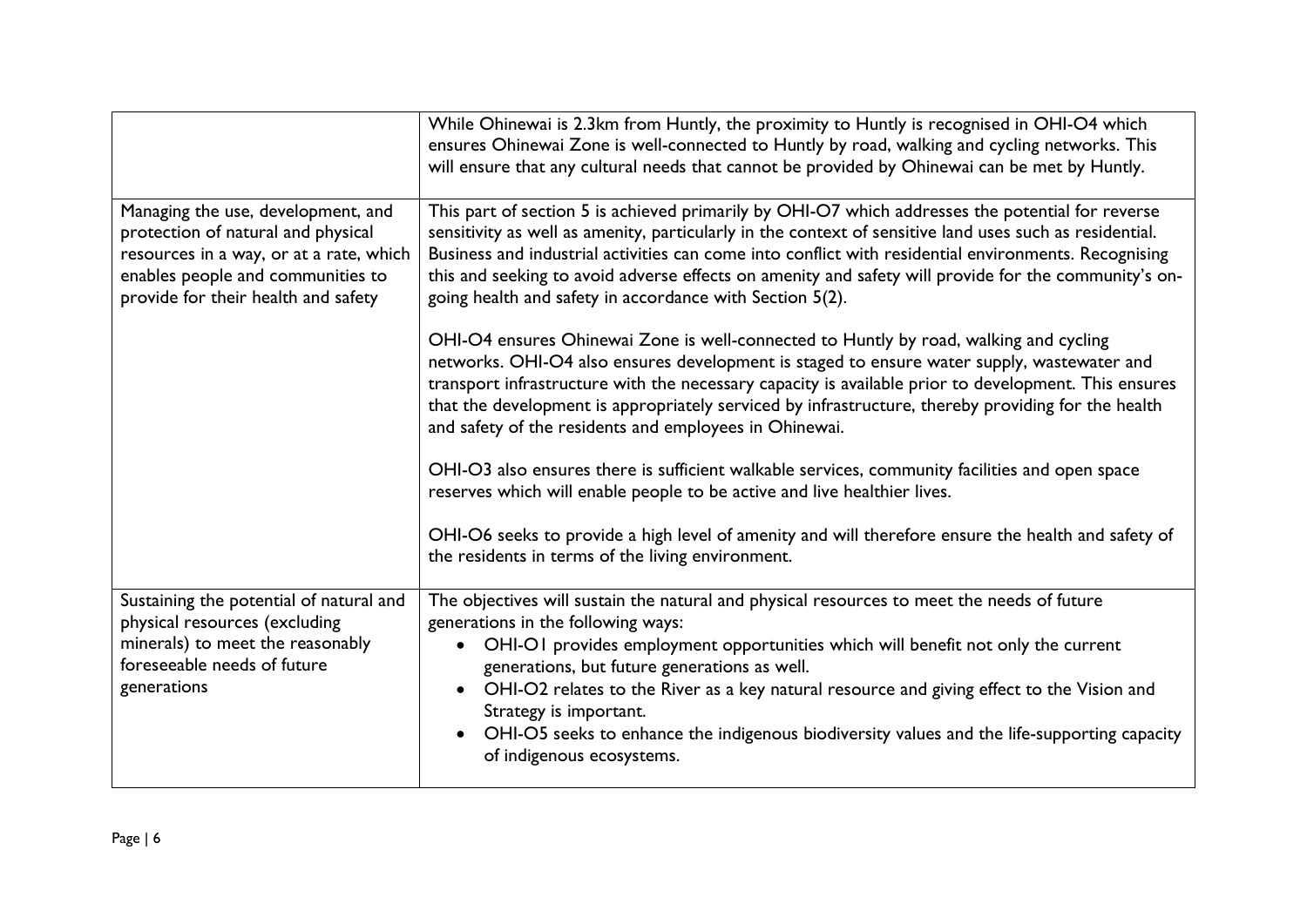| | |
|---|---|
| | While Ohinewai is 2.3km from Huntly, the proximity to Huntly is recognised in OHI-O4 which ensures Ohinewai Zone is well-connected to Huntly by road, walking and cycling networks. This will ensure that any cultural needs that cannot be provided by Ohinewai can be met by Huntly. |
| Managing the use, development, and protection of natural and physical resources in a way, or at a rate, which enables people and communities to provide for their health and safety | This part of section 5 is achieved primarily by OHI-O7 which addresses the potential for reverse sensitivity as well as amenity, particularly in the context of sensitive land uses such as residential. Business and industrial activities can come into conflict with residential environments. Recognising this and seeking to avoid adverse effects on amenity and safety will provide for the community's on-going health and safety in accordance with Section 5(2).<br><br>OHI-O4 ensures Ohinewai Zone is well-connected to Huntly by road, walking and cycling networks. OHI-O4 also ensures development is staged to ensure water supply, wastewater and transport infrastructure with the necessary capacity is available prior to development. This ensures that the development is appropriately serviced by infrastructure, thereby providing for the health and safety of the residents and employees in Ohinewai.<br><br>OHI-O3 also ensures there is sufficient walkable services, community facilities and open space reserves which will enable people to be active and live healthier lives.<br><br>OHI-O6 seeks to provide a high level of amenity and will therefore ensure the health and safety of the residents in terms of the living environment. |
| Sustaining the potential of natural and physical resources (excluding minerals) to meet the reasonably foreseeable needs of future generations | The objectives will sustain the natural and physical resources to meet the needs of future generations in the following ways:<br>• OHI-O1 provides employment opportunities which will benefit not only the current generations, but future generations as well.<br>• OHI-O2 relates to the River as a key natural resource and giving effect to the Vision and Strategy is important.<br>• OHI-O5 seeks to enhance the indigenous biodiversity values and the life-supporting capacity of indigenous ecosystems. |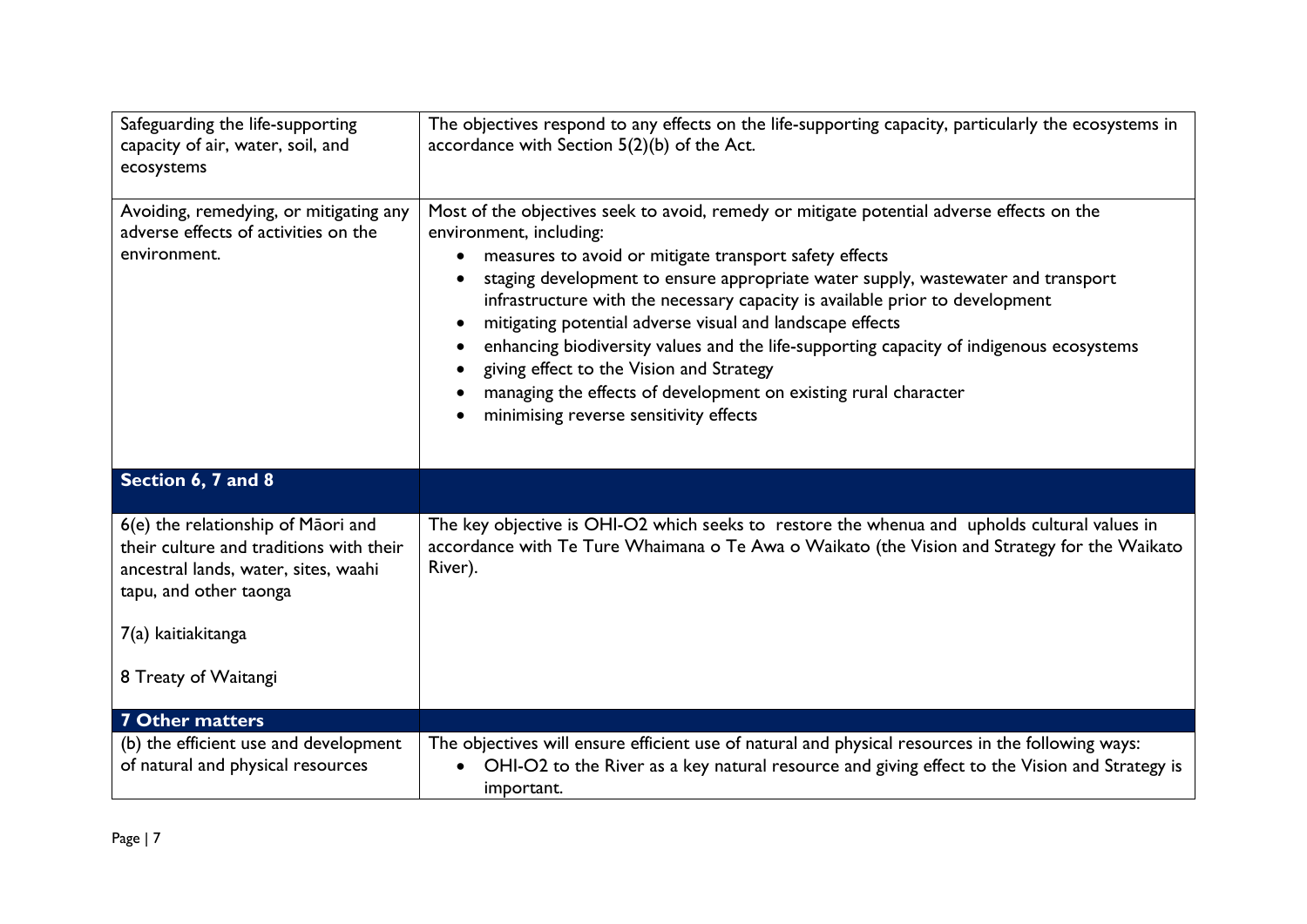| | |
|---|---|
| Safeguarding the life-supporting capacity of air, water, soil, and ecosystems | The objectives respond to any effects on the life-supporting capacity, particularly the ecosystems in accordance with Section 5(2)(b) of the Act. |
| Avoiding, remedying, or mitigating any adverse effects of activities on the environment. | Most of the objectives seek to avoid, remedy or mitigate potential adverse effects on the environment, including:<br>• measures to avoid or mitigate transport safety effects<br>• staging development to ensure appropriate water supply, wastewater and transport infrastructure with the necessary capacity is available prior to development<br>• mitigating potential adverse visual and landscape effects<br>• enhancing biodiversity values and the life-supporting capacity of indigenous ecosystems<br>• giving effect to the Vision and Strategy<br>• managing the effects of development on existing rural character<br>• minimising reverse sensitivity effects |
| **Section 6, 7 and 8** | |
| 6(e) the relationship of Māori and their culture and traditions with their ancestral lands, water, sites, waahi tapu, and other taonga<br><br>7(a) kaitiakitanga<br><br>8 Treaty of Waitangi | The key objective is OHI-O2 which seeks to restore the whenua and upholds cultural values in accordance with Te Ture Whaimana o Te Awa o Waikato (the Vision and Strategy for the Waikato River). |
| **7 Other matters** | |
| (b) the efficient use and development of natural and physical resources | The objectives will ensure efficient use of natural and physical resources in the following ways:<br>• OHI-O2 to the River as a key natural resource and giving effect to the Vision and Strategy is important. |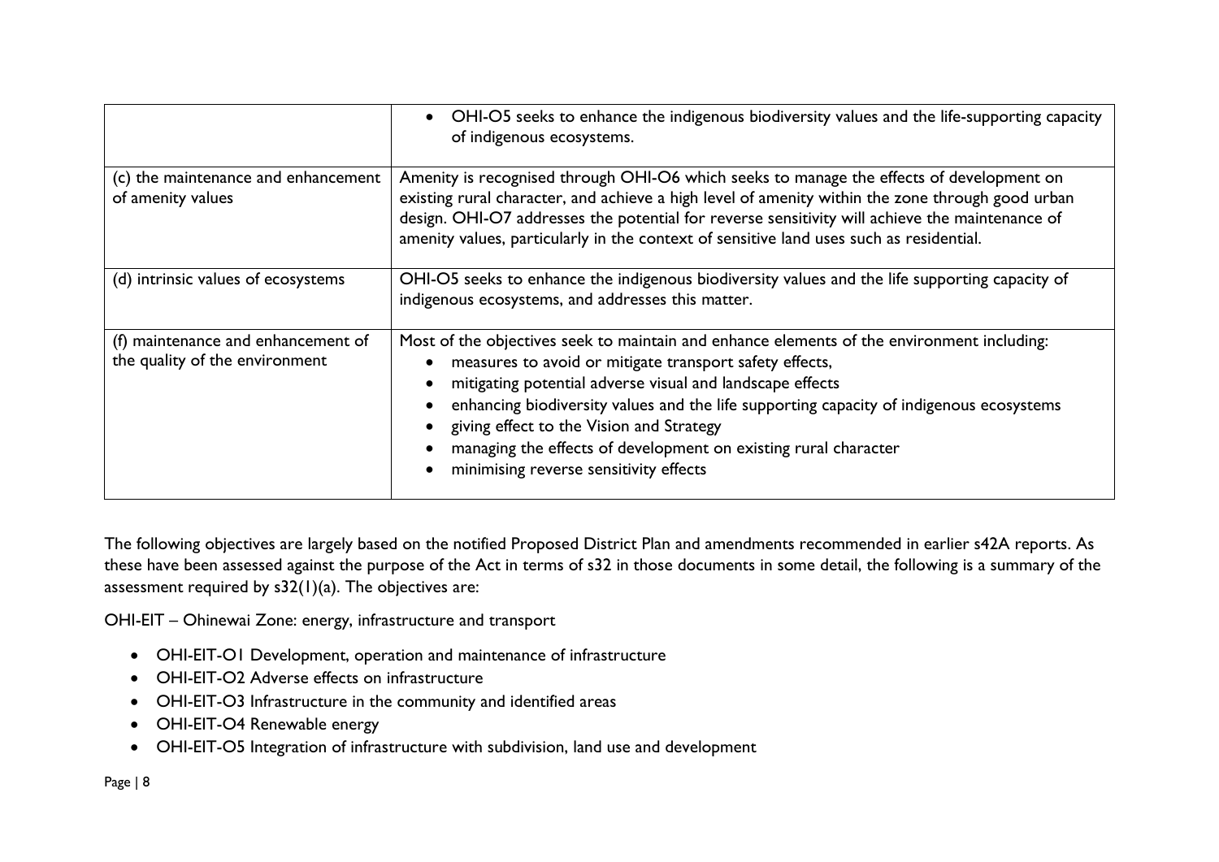| | |
|---|---|
| | • OHI-O5 seeks to enhance the indigenous biodiversity values and the life-supporting capacity of indigenous ecosystems. |
| (c) the maintenance and enhancement of amenity values | Amenity is recognised through OHI-O6 which seeks to manage the effects of development on existing rural character, and achieve a high level of amenity within the zone through good urban design. OHI-O7 addresses the potential for reverse sensitivity will achieve the maintenance of amenity values, particularly in the context of sensitive land uses such as residential. |
| (d) intrinsic values of ecosystems | OHI-O5 seeks to enhance the indigenous biodiversity values and the life supporting capacity of indigenous ecosystems, and addresses this matter. |
| (f) maintenance and enhancement of the quality of the environment | Most of the objectives seek to maintain and enhance elements of the environment including: <br>• measures to avoid or mitigate transport safety effects, <br>• mitigating potential adverse visual and landscape effects <br>• enhancing biodiversity values and the life supporting capacity of indigenous ecosystems <br>• giving effect to the Vision and Strategy <br>• managing the effects of development on existing rural character <br>• minimising reverse sensitivity effects |

The following objectives are largely based on the notified Proposed District Plan and amendments recommended in earlier s42A reports. As these have been assessed against the purpose of the Act in terms of s32 in those documents in some detail, the following is a summary of the assessment required by s32(1)(a). The objectives are:

OHI-EIT – Ohinewai Zone: energy, infrastructure and transport

- OHI-EIT-O1 Development, operation and maintenance of infrastructure
- OHI-EIT-O2 Adverse effects on infrastructure
- OHI-EIT-O3 Infrastructure in the community and identified areas
- OHI-EIT-O4 Renewable energy
- OHI-EIT-O5 Integration of infrastructure with subdivision, land use and development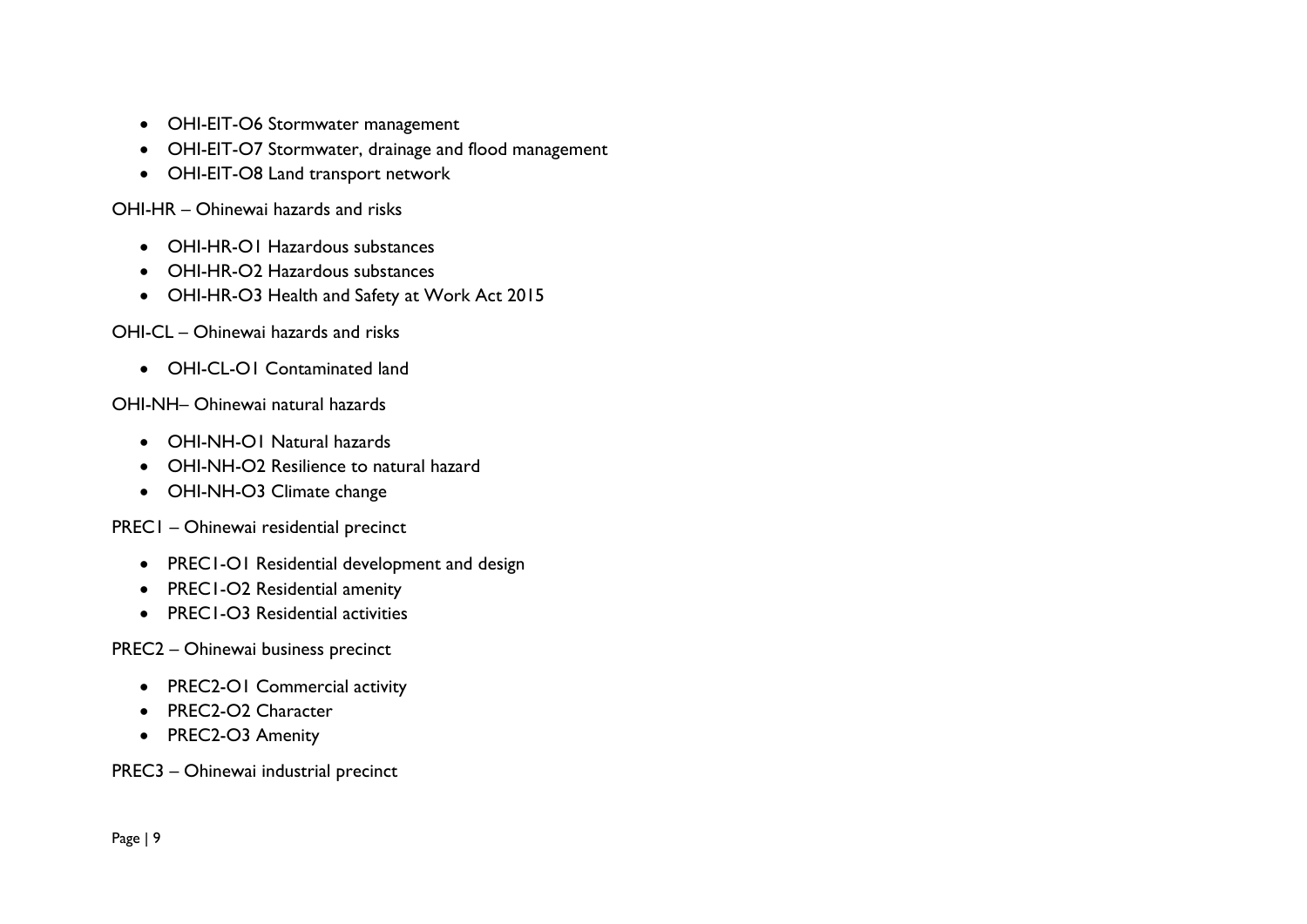- OHI-EIT-O6 Stormwater management
- OHI-EIT-O7 Stormwater, drainage and flood management
- OHI-EIT-O8 Land transport network

OHI-HR – Ohinewai hazards and risks

- OHI-HR-O1 Hazardous substances
- OHI-HR-O2 Hazardous substances
- OHI-HR-O3 Health and Safety at Work Act 2015

OHI-CL – Ohinewai hazards and risks

- OHI-CL-O1 Contaminated land

OHI-NH– Ohinewai natural hazards

- OHI-NH-O1 Natural hazards
- OHI-NH-O2 Resilience to natural hazard
- OHI-NH-O3 Climate change

PREC1 – Ohinewai residential precinct

- PREC1-O1 Residential development and design
- PREC1-O2 Residential amenity
- PREC1-O3 Residential activities

PREC2 – Ohinewai business precinct

- PREC2-O1 Commercial activity
- PREC2-O2 Character
- PREC2-O3 Amenity

PREC3 – Ohinewai industrial precinct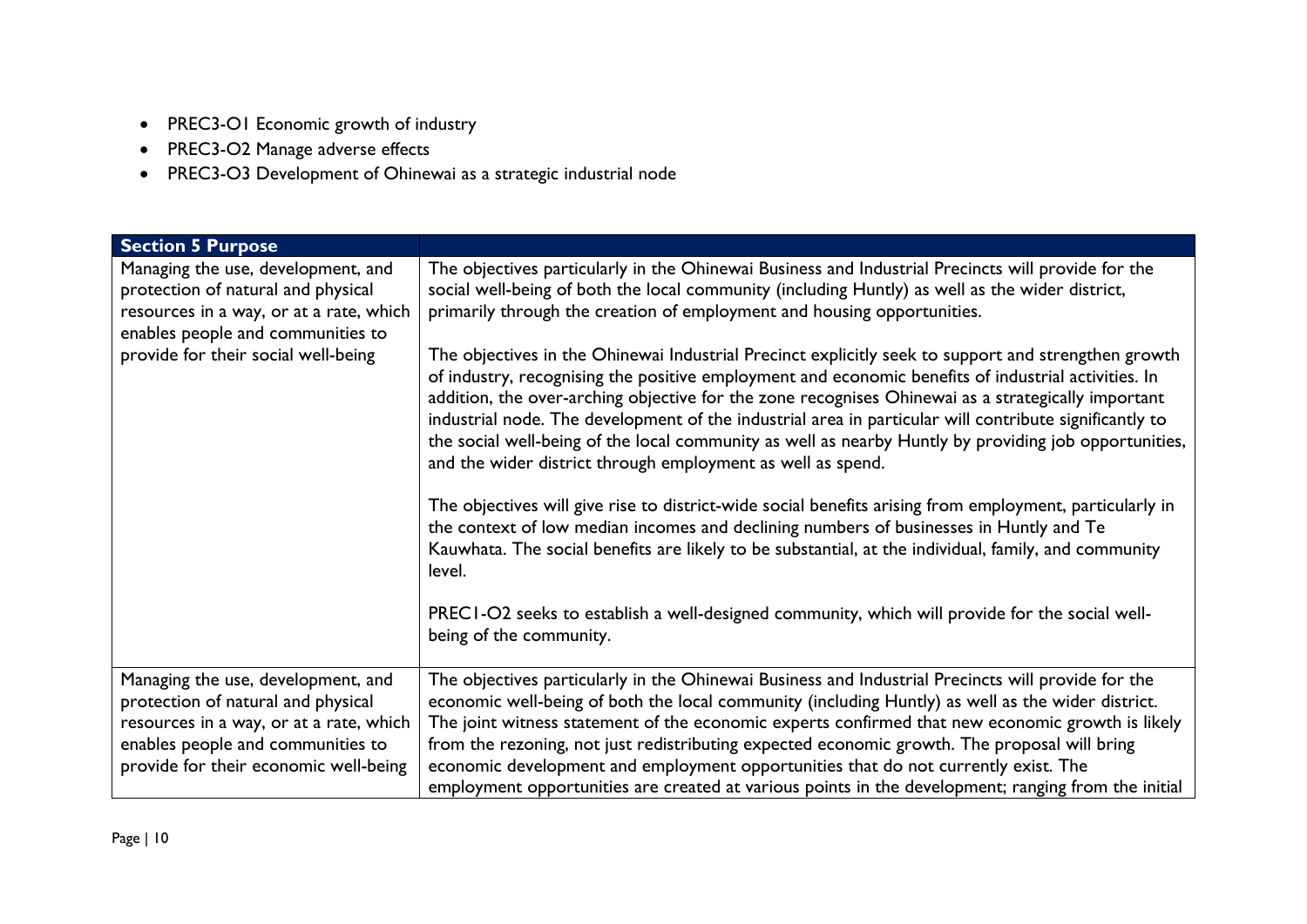- PREC3-O1 Economic growth of industry
- PREC3-O2 Manage adverse effects
- PREC3-O3 Development of Ohinewai as a strategic industrial node

| Section 5 Purpose | |
|---|---|
| Managing the use, development, and protection of natural and physical resources in a way, or at a rate, which enables people and communities to provide for their social well-being | The objectives particularly in the Ohinewai Business and Industrial Precincts will provide for the social well-being of both the local community (including Huntly) as well as the wider district, primarily through the creation of employment and housing opportunities.<br><br>The objectives in the Ohinewai Industrial Precinct explicitly seek to support and strengthen growth of industry, recognising the positive employment and economic benefits of industrial activities. In addition, the over-arching objective for the zone recognises Ohinewai as a strategically important industrial node. The development of the industrial area in particular will contribute significantly to the social well-being of the local community as well as nearby Huntly by providing job opportunities, and the wider district through employment as well as spend.<br><br>The objectives will give rise to district-wide social benefits arising from employment, particularly in the context of low median incomes and declining numbers of businesses in Huntly and Te Kauwhata. The social benefits are likely to be substantial, at the individual, family, and community level.<br><br>PREC1-O2 seeks to establish a well-designed community, which will provide for the social well-being of the community. |
| Managing the use, development, and protection of natural and physical resources in a way, or at a rate, which enables people and communities to provide for their economic well-being | The objectives particularly in the Ohinewai Business and Industrial Precincts will provide for the economic well-being of both the local community (including Huntly) as well as the wider district. The joint witness statement of the economic experts confirmed that new economic growth is likely from the rezoning, not just redistributing expected economic growth. The proposal will bring economic development and employment opportunities that do not currently exist. The employment opportunities are created at various points in the development; ranging from the initial |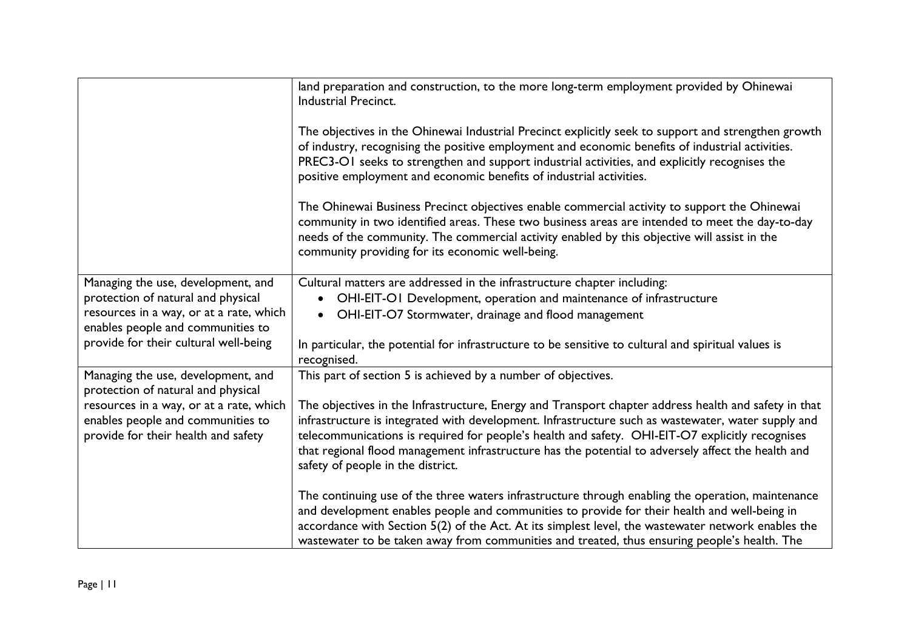| | |
|---|---|
| | land preparation and construction, to the more long-term employment provided by Ohinewai Industrial Precinct.<br><br>The objectives in the Ohinewai Industrial Precinct explicitly seek to support and strengthen growth of industry, recognising the positive employment and economic benefits of industrial activities. PREC3-O1 seeks to strengthen and support industrial activities, and explicitly recognises the positive employment and economic benefits of industrial activities.<br><br>The Ohinewai Business Precinct objectives enable commercial activity to support the Ohinewai community in two identified areas. These two business areas are intended to meet the day-to-day needs of the community. The commercial activity enabled by this objective will assist in the community providing for its economic well-being. |
| Managing the use, development, and protection of natural and physical resources in a way, or at a rate, which enables people and communities to provide for their cultural well-being | Cultural matters are addressed in the infrastructure chapter including:<br>• OHI-EIT-O1 Development, operation and maintenance of infrastructure<br>• OHI-EIT-O7 Stormwater, drainage and flood management<br><br>In particular, the potential for infrastructure to be sensitive to cultural and spiritual values is recognised. |
| Managing the use, development, and protection of natural and physical resources in a way, or at a rate, which enables people and communities to provide for their health and safety | This part of section 5 is achieved by a number of objectives.<br><br>The objectives in the Infrastructure, Energy and Transport chapter address health and safety in that infrastructure is integrated with development. Infrastructure such as wastewater, water supply and telecommunications is required for people's health and safety. OHI-EIT-O7 explicitly recognises that regional flood management infrastructure has the potential to adversely affect the health and safety of people in the district.<br><br>The continuing use of the three waters infrastructure through enabling the operation, maintenance and development enables people and communities to provide for their health and well-being in accordance with Section 5(2) of the Act. At its simplest level, the wastewater network enables the wastewater to be taken away from communities and treated, thus ensuring people's health. The |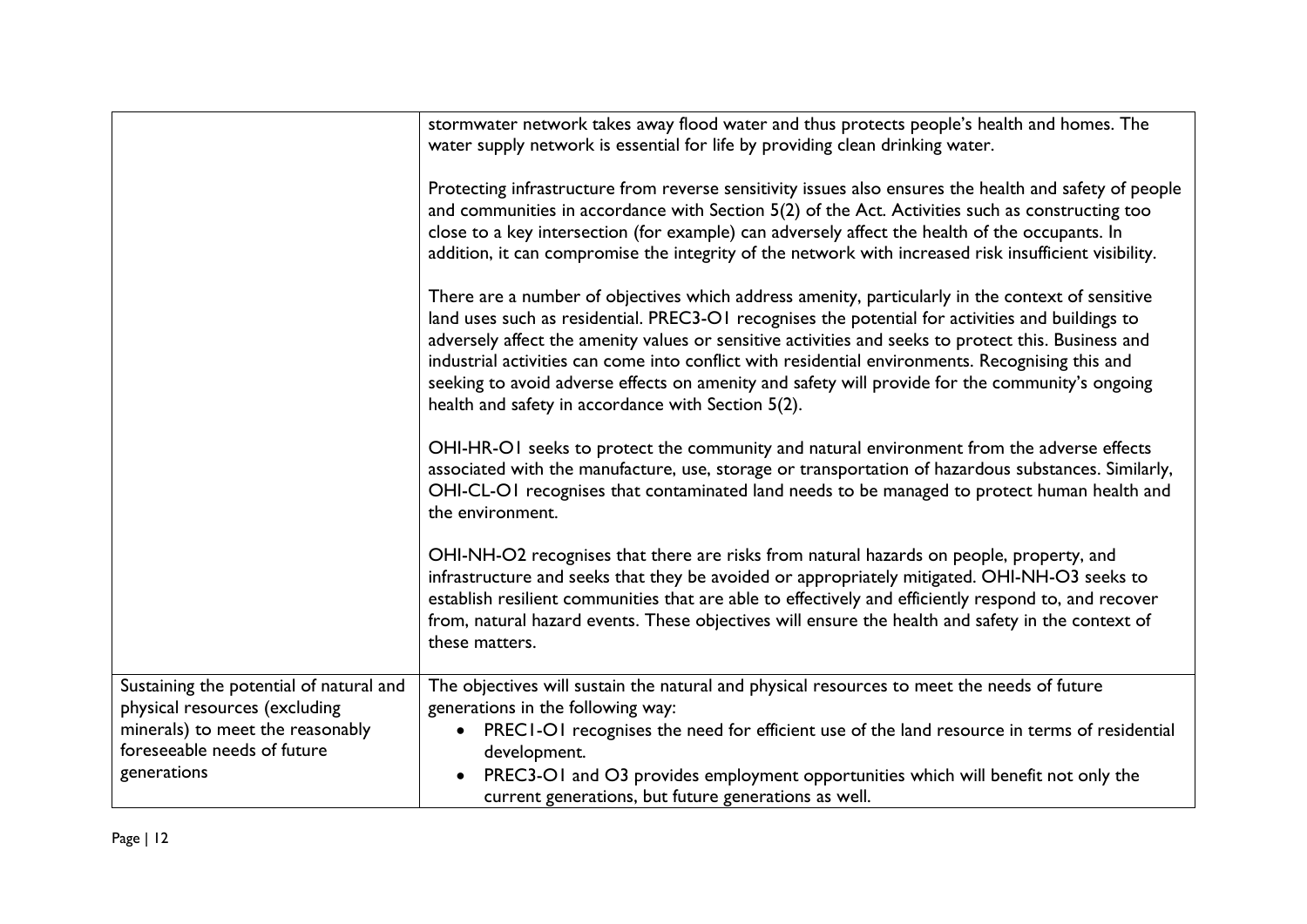| | |
|---|---|
| | stormwater network takes away flood water and thus protects people's health and homes. The water supply network is essential for life by providing clean drinking water.<br><br>Protecting infrastructure from reverse sensitivity issues also ensures the health and safety of people and communities in accordance with Section 5(2) of the Act. Activities such as constructing too close to a key intersection (for example) can adversely affect the health of the occupants. In addition, it can compromise the integrity of the network with increased risk insufficient visibility.<br><br>There are a number of objectives which address amenity, particularly in the context of sensitive land uses such as residential. PREC3-O1 recognises the potential for activities and buildings to adversely affect the amenity values or sensitive activities and seeks to protect this. Business and industrial activities can come into conflict with residential environments. Recognising this and seeking to avoid adverse effects on amenity and safety will provide for the community's ongoing health and safety in accordance with Section 5(2).<br><br>OHI-HR-O1 seeks to protect the community and natural environment from the adverse effects associated with the manufacture, use, storage or transportation of hazardous substances. Similarly, OHI-CL-O1 recognises that contaminated land needs to be managed to protect human health and the environment.<br><br>OHI-NH-O2 recognises that there are risks from natural hazards on people, property, and infrastructure and seeks that they be avoided or appropriately mitigated. OHI-NH-O3 seeks to establish resilient communities that are able to effectively and efficiently respond to, and recover from, natural hazard events. These objectives will ensure the health and safety in the context of these matters. |
| Sustaining the potential of natural and physical resources (excluding minerals) to meet the reasonably foreseeable needs of future generations | The objectives will sustain the natural and physical resources to meet the needs of future generations in the following way:<br>• PREC1-O1 recognises the need for efficient use of the land resource in terms of residential development.<br>• PREC3-O1 and O3 provides employment opportunities which will benefit not only the current generations, but future generations as well. |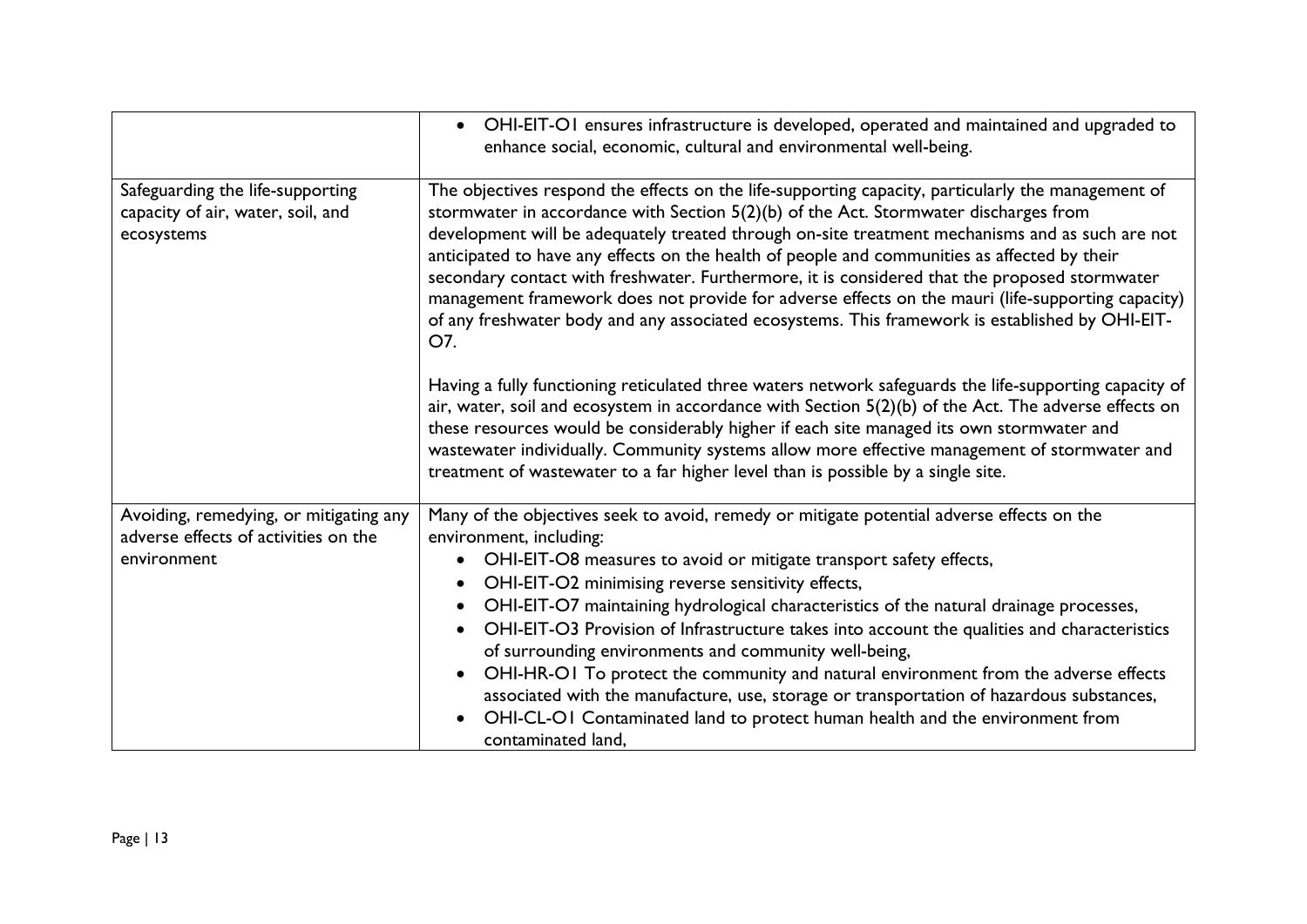| | |
|---|---|
| | • OHI-EIT-O1 ensures infrastructure is developed, operated and maintained and upgraded to enhance social, economic, cultural and environmental well-being. |
| Safeguarding the life-supporting capacity of air, water, soil, and ecosystems | The objectives respond the effects on the life-supporting capacity, particularly the management of stormwater in accordance with Section 5(2)(b) of the Act. Stormwater discharges from development will be adequately treated through on-site treatment mechanisms and as such are not anticipated to have any effects on the health of people and communities as affected by their secondary contact with freshwater. Furthermore, it is considered that the proposed stormwater management framework does not provide for adverse effects on the mauri (life-supporting capacity) of any freshwater body and any associated ecosystems. This framework is established by OHI-EIT-O7.<br><br>Having a fully functioning reticulated three waters network safeguards the life-supporting capacity of air, water, soil and ecosystem in accordance with Section 5(2)(b) of the Act. The adverse effects on these resources would be considerably higher if each site managed its own stormwater and wastewater individually. Community systems allow more effective management of stormwater and treatment of wastewater to a far higher level than is possible by a single site. |
| Avoiding, remedying, or mitigating any adverse effects of activities on the environment | Many of the objectives seek to avoid, remedy or mitigate potential adverse effects on the environment, including:<br>• OHI-EIT-O8 measures to avoid or mitigate transport safety effects,<br>• OHI-EIT-O2 minimising reverse sensitivity effects,<br>• OHI-EIT-O7 maintaining hydrological characteristics of the natural drainage processes,<br>• OHI-EIT-O3 Provision of Infrastructure takes into account the qualities and characteristics of surrounding environments and community well-being,<br>• OHI-HR-O1 To protect the community and natural environment from the adverse effects associated with the manufacture, use, storage or transportation of hazardous substances,<br>• OHI-CL-O1 Contaminated land to protect human health and the environment from contaminated land, |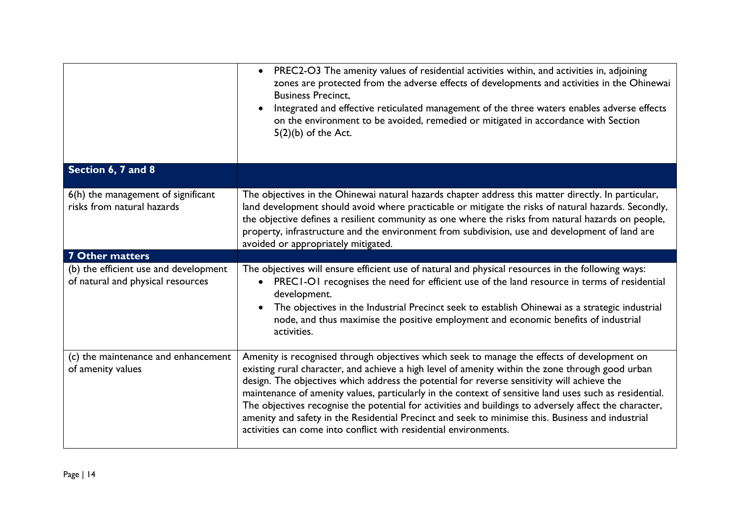| | |
|---|---|
| | • PREC2-O3 The amenity values of residential activities within, and activities in, adjoining zones are protected from the adverse effects of developments and activities in the Ohinewai Business Precinct, <br> • Integrated and effective reticulated management of the three waters enables adverse effects on the environment to be avoided, remedied or mitigated in accordance with Section 5(2)(b) of the Act. |
| **Section 6, 7 and 8** | |
| 6(h) the management of significant risks from natural hazards | The objectives in the Ohinewai natural hazards chapter address this matter directly. In particular, land development should avoid where practicable or mitigate the risks of natural hazards. Secondly, the objective defines a resilient community as one where the risks from natural hazards on people, property, infrastructure and the environment from subdivision, use and development of land are avoided or appropriately mitigated. |
| **7 Other matters** | |
| (b) the efficient use and development of natural and physical resources | The objectives will ensure efficient use of natural and physical resources in the following ways: <br> • PREC1-O1 recognises the need for efficient use of the land resource in terms of residential development. <br> • The objectives in the Industrial Precinct seek to establish Ohinewai as a strategic industrial node, and thus maximise the positive employment and economic benefits of industrial activities. |
| (c) the maintenance and enhancement of amenity values | Amenity is recognised through objectives which seek to manage the effects of development on existing rural character, and achieve a high level of amenity within the zone through good urban design. The objectives which address the potential for reverse sensitivity will achieve the maintenance of amenity values, particularly in the context of sensitive land uses such as residential. The objectives recognise the potential for activities and buildings to adversely affect the character, amenity and safety in the Residential Precinct and seek to minimise this. Business and industrial activities can come into conflict with residential environments. |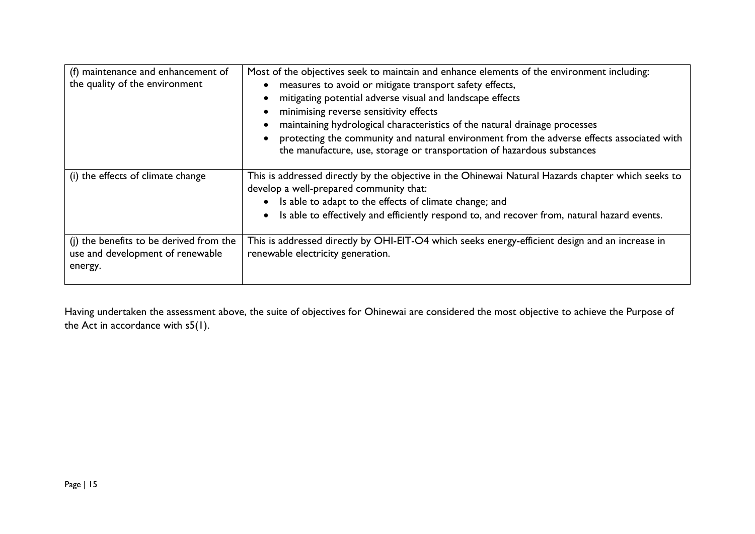| | |
|---|---|
| (f) maintenance and enhancement of the quality of the environment | Most of the objectives seek to maintain and enhance elements of the environment including:<br>• measures to avoid or mitigate transport safety effects,<br>• mitigating potential adverse visual and landscape effects<br>• minimising reverse sensitivity effects<br>• maintaining hydrological characteristics of the natural drainage processes<br>• protecting the community and natural environment from the adverse effects associated with the manufacture, use, storage or transportation of hazardous substances |
| (i) the effects of climate change | This is addressed directly by the objective in the Ohinewai Natural Hazards chapter which seeks to develop a well-prepared community that:<br>• Is able to adapt to the effects of climate change; and<br>• Is able to effectively and efficiently respond to, and recover from, natural hazard events. |
| (j) the benefits to be derived from the use and development of renewable energy. | This is addressed directly by OHI-EIT-O4 which seeks energy-efficient design and an increase in renewable electricity generation. |

Having undertaken the assessment above, the suite of objectives for Ohinewai are considered the most objective to achieve the Purpose of the Act in accordance with s5(1).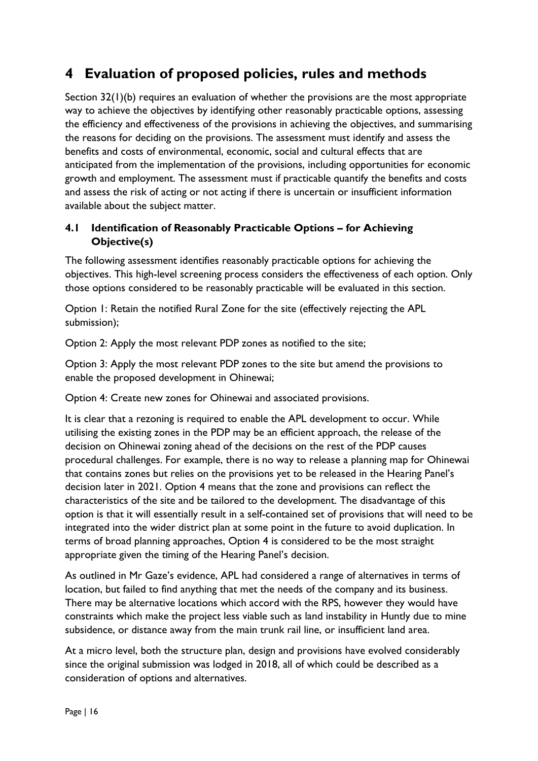# 4 Evaluation of proposed policies, rules and methods

Section 32(1)(b) requires an evaluation of whether the provisions are the most appropriate way to achieve the objectives by identifying other reasonably practicable options, assessing the efficiency and effectiveness of the provisions in achieving the objectives, and summarising the reasons for deciding on the provisions. The assessment must identify and assess the benefits and costs of environmental, economic, social and cultural effects that are anticipated from the implementation of the provisions, including opportunities for economic growth and employment. The assessment must if practicable quantify the benefits and costs and assess the risk of acting or not acting if there is uncertain or insufficient information available about the subject matter.

## 4.1 Identification of Reasonably Practicable Options – for Achieving Objective(s)

The following assessment identifies reasonably practicable options for achieving the objectives. This high-level screening process considers the effectiveness of each option. Only those options considered to be reasonably practicable will be evaluated in this section.

Option 1: Retain the notified Rural Zone for the site (effectively rejecting the APL submission);

Option 2: Apply the most relevant PDP zones as notified to the site;

Option 3: Apply the most relevant PDP zones to the site but amend the provisions to enable the proposed development in Ohinewai;

Option 4: Create new zones for Ohinewai and associated provisions.

It is clear that a rezoning is required to enable the APL development to occur. While utilising the existing zones in the PDP may be an efficient approach, the release of the decision on Ohinewai zoning ahead of the decisions on the rest of the PDP causes procedural challenges. For example, there is no way to release a planning map for Ohinewai that contains zones but relies on the provisions yet to be released in the Hearing Panel's decision later in 2021. Option 4 means that the zone and provisions can reflect the characteristics of the site and be tailored to the development. The disadvantage of this option is that it will essentially result in a self-contained set of provisions that will need to be integrated into the wider district plan at some point in the future to avoid duplication. In terms of broad planning approaches, Option 4 is considered to be the most straight appropriate given the timing of the Hearing Panel's decision.

As outlined in Mr Gaze's evidence, APL had considered a range of alternatives in terms of location, but failed to find anything that met the needs of the company and its business. There may be alternative locations which accord with the RPS, however they would have constraints which make the project less viable such as land instability in Huntly due to mine subsidence, or distance away from the main trunk rail line, or insufficient land area.

At a micro level, both the structure plan, design and provisions have evolved considerably since the original submission was lodged in 2018, all of which could be described as a consideration of options and alternatives.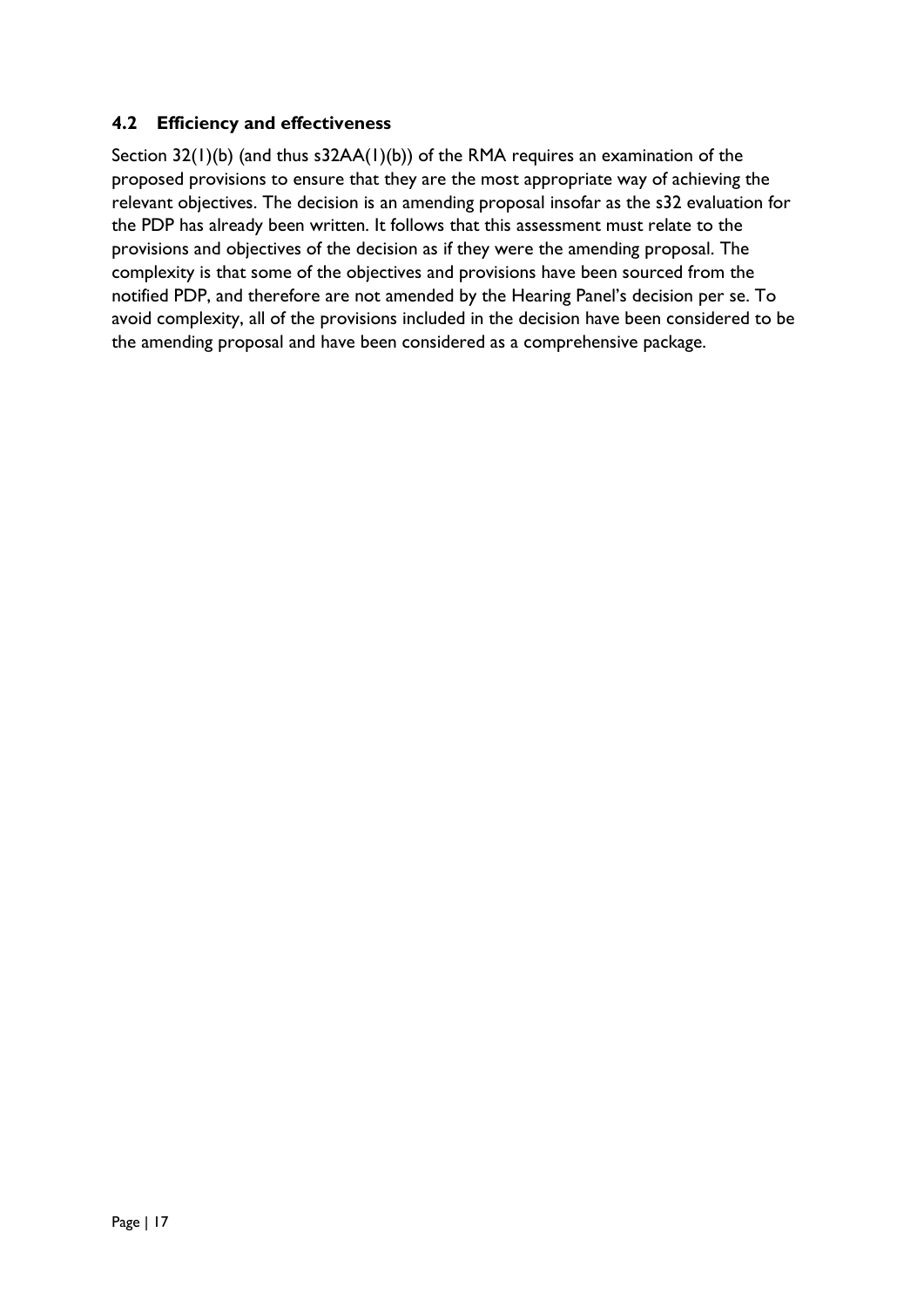### 4.2 Efficiency and effectiveness

Section 32(1)(b) (and thus s32AA(1)(b)) of the RMA requires an examination of the proposed provisions to ensure that they are the most appropriate way of achieving the relevant objectives. The decision is an amending proposal insofar as the s32 evaluation for the PDP has already been written. It follows that this assessment must relate to the provisions and objectives of the decision as if they were the amending proposal. The complexity is that some of the objectives and provisions have been sourced from the notified PDP, and therefore are not amended by the Hearing Panel's decision per se. To avoid complexity, all of the provisions included in the decision have been considered to be the amending proposal and have been considered as a comprehensive package.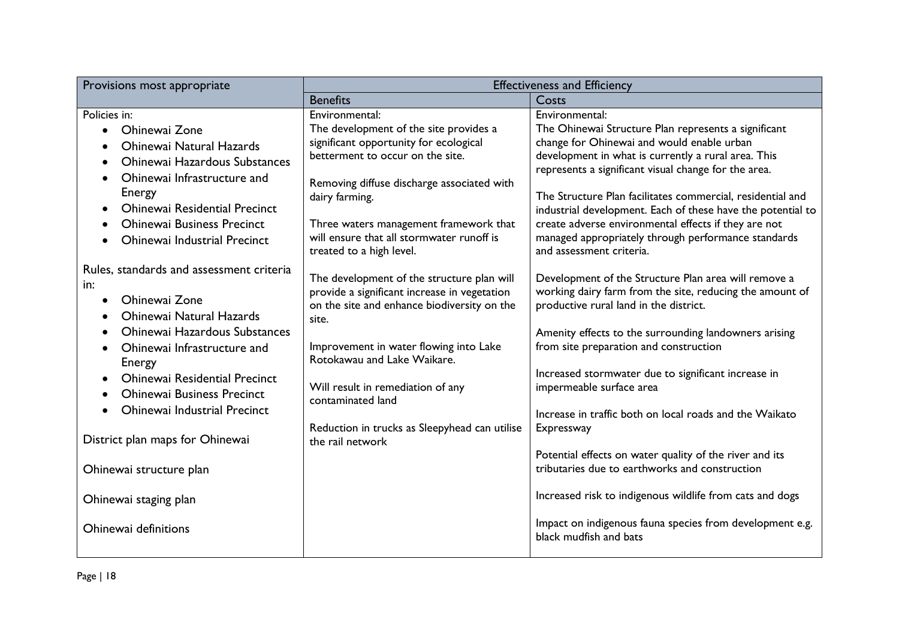| Provisions most appropriate | Effectiveness and Efficiency | |
|---|---|---|
| | Benefits | Costs |
| Policies in:<br>• Ohinewai Zone<br>• Ohinewai Natural Hazards<br>• Ohinewai Hazardous Substances<br>• Ohinewai Infrastructure and Energy<br>• Ohinewai Residential Precinct<br>• Ohinewai Business Precinct<br>• Ohinewai Industrial Precinct<br><br>Rules, standards and assessment criteria in:<br>• Ohinewai Zone<br>• Ohinewai Natural Hazards<br>• Ohinewai Hazardous Substances<br>• Ohinewai Infrastructure and Energy<br>• Ohinewai Residential Precinct<br>• Ohinewai Business Precinct<br>• Ohinewai Industrial Precinct<br><br>District plan maps for Ohinewai<br><br>Ohinewai structure plan<br><br>Ohinewai staging plan<br><br>Ohinewai definitions | Environmental:<br>The development of the site provides a significant opportunity for ecological betterment to occur on the site.<br><br>Removing diffuse discharge associated with dairy farming.<br><br>Three waters management framework that will ensure that all stormwater runoff is treated to a high level.<br><br>The development of the structure plan will provide a significant increase in vegetation on the site and enhance biodiversity on the site.<br><br>Improvement in water flowing into Lake Rotokawau and Lake Waikare.<br><br>Will result in remediation of any contaminated land<br><br>Reduction in trucks as Sleepyhead can utilise the rail network | Environmental:<br>The Ohinewai Structure Plan represents a significant change for Ohinewai and would enable urban development in what is currently a rural area. This represents a significant visual change for the area.<br><br>The Structure Plan facilitates commercial, residential and industrial development. Each of these have the potential to create adverse environmental effects if they are not managed appropriately through performance standards and assessment criteria.<br><br>Development of the Structure Plan area will remove a working dairy farm from the site, reducing the amount of productive rural land in the district.<br><br>Amenity effects to the surrounding landowners arising from site preparation and construction<br><br>Increased stormwater due to significant increase in impermeable surface area<br><br>Increase in traffic both on local roads and the Waikato Expressway<br><br>Potential effects on water quality of the river and its tributaries due to earthworks and construction<br><br>Increased risk to indigenous wildlife from cats and dogs<br><br>Impact on indigenous fauna species from development e.g. black mudfish and bats |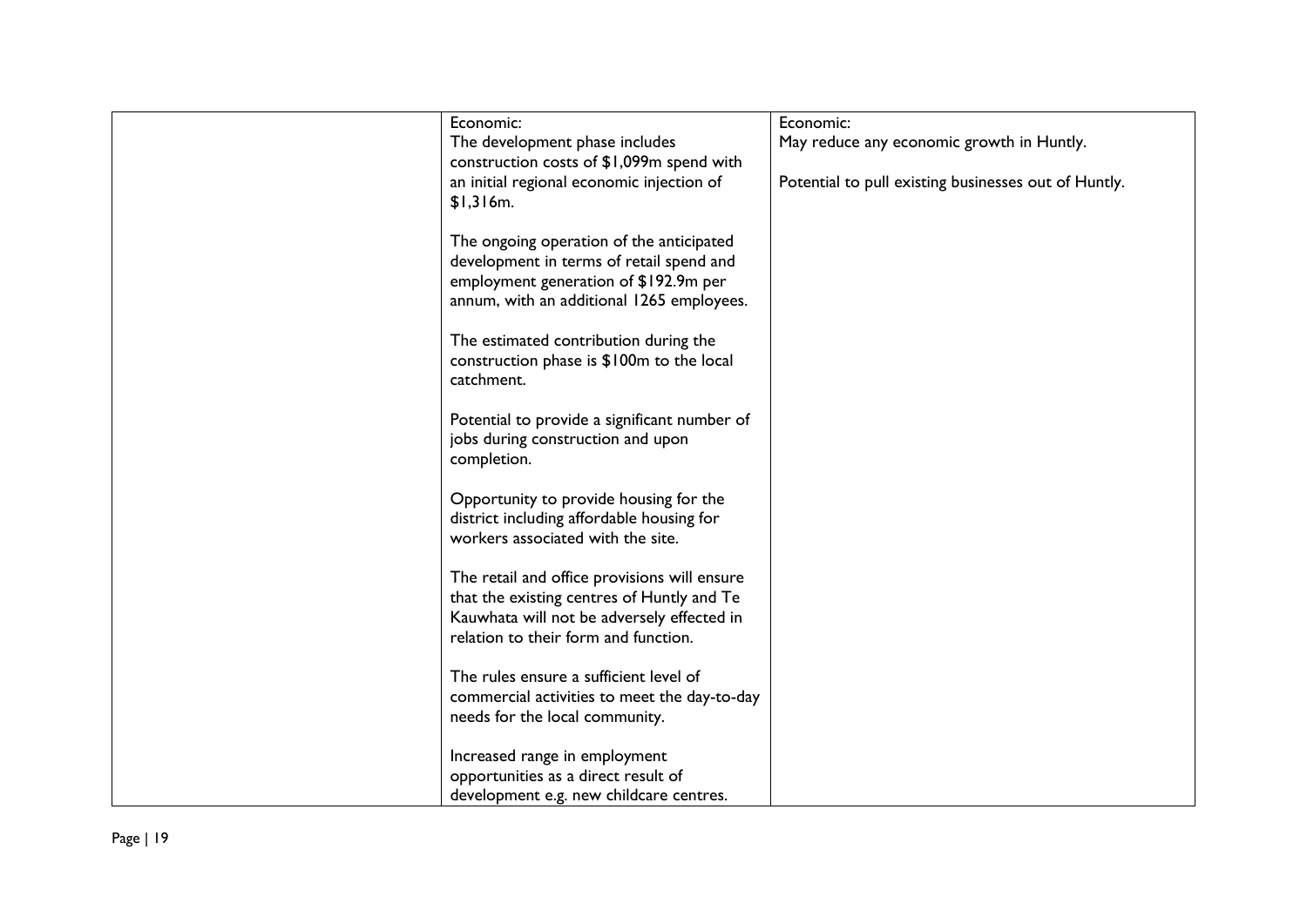| | | |
|---|---|---|
| | Economic:<br>The development phase includes construction costs of $1,099m spend with an initial regional economic injection of $1,316m.<br><br>The ongoing operation of the anticipated development in terms of retail spend and employment generation of $192.9m per annum, with an additional 1265 employees.<br><br>The estimated contribution during the construction phase is $100m to the local catchment.<br><br>Potential to provide a significant number of jobs during construction and upon completion.<br><br>Opportunity to provide housing for the district including affordable housing for workers associated with the site.<br><br>The retail and office provisions will ensure that the existing centres of Huntly and Te Kauwhata will not be adversely effected in relation to their form and function.<br><br>The rules ensure a sufficient level of commercial activities to meet the day-to-day needs for the local community.<br><br>Increased range in employment opportunities as a direct result of development e.g. new childcare centres. | Economic:<br>May reduce any economic growth in Huntly.<br><br>Potential to pull existing businesses out of Huntly. |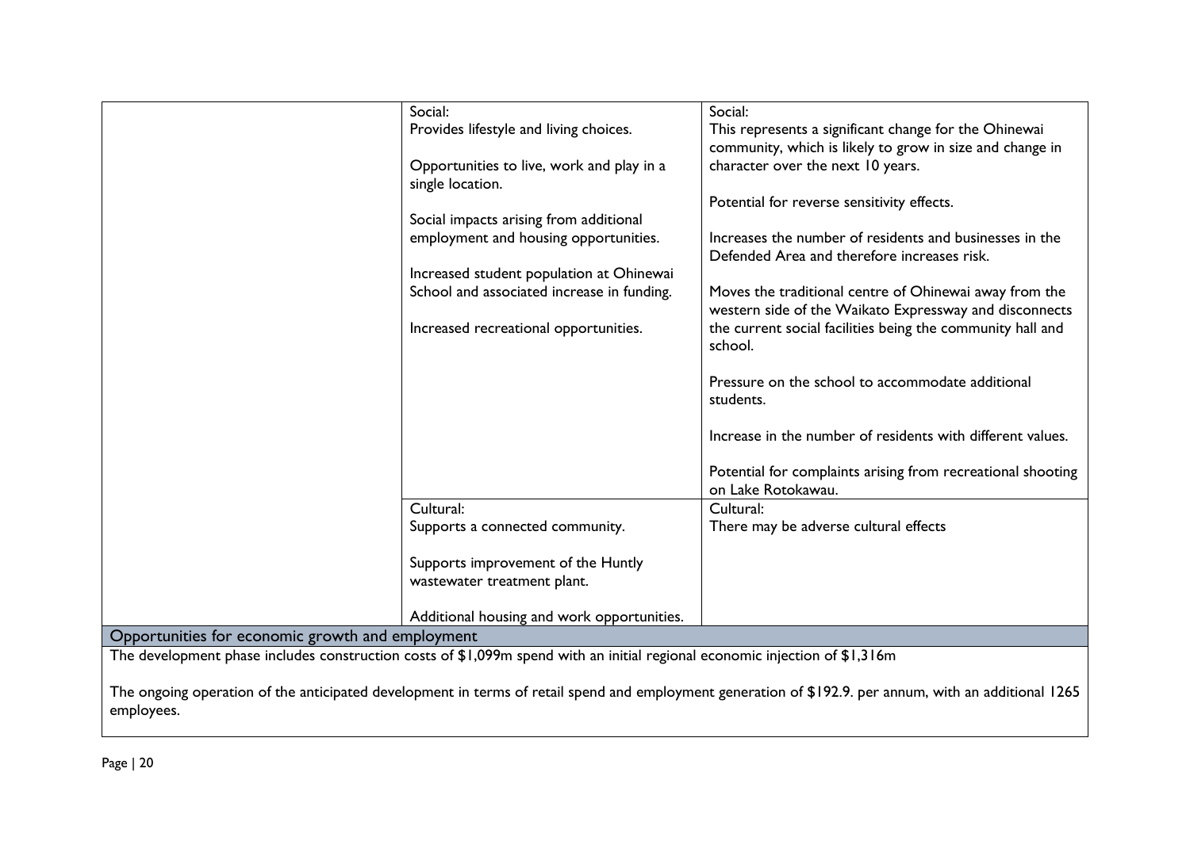| | | |
|---|---|---|
| | Social:<br>Provides lifestyle and living choices.<br><br>Opportunities to live, work and play in a single location.<br><br>Social impacts arising from additional employment and housing opportunities.<br><br>Increased student population at Ohinewai School and associated increase in funding.<br><br>Increased recreational opportunities. | Social:<br>This represents a significant change for the Ohinewai community, which is likely to grow in size and change in character over the next 10 years.<br><br>Potential for reverse sensitivity effects.<br><br>Increases the number of residents and businesses in the Defended Area and therefore increases risk.<br><br>Moves the traditional centre of Ohinewai away from the western side of the Waikato Expressway and disconnects the current social facilities being the community hall and school.<br><br>Pressure on the school to accommodate additional students.<br><br>Increase in the number of residents with different values.<br><br>Potential for complaints arising from recreational shooting on Lake Rotokawau. |
| | Cultural:<br>Supports a connected community.<br><br>Supports improvement of the Huntly wastewater treatment plant.<br><br>Additional housing and work opportunities. | Cultural:<br>There may be adverse cultural effects |
| **Opportunities for economic growth and employment** | | |
| The development phase includes construction costs of $1,099m spend with an initial regional economic injection of $1,316m<br><br>The ongoing operation of the anticipated development in terms of retail spend and employment generation of $192.9. per annum, with an additional 1265 employees. | | |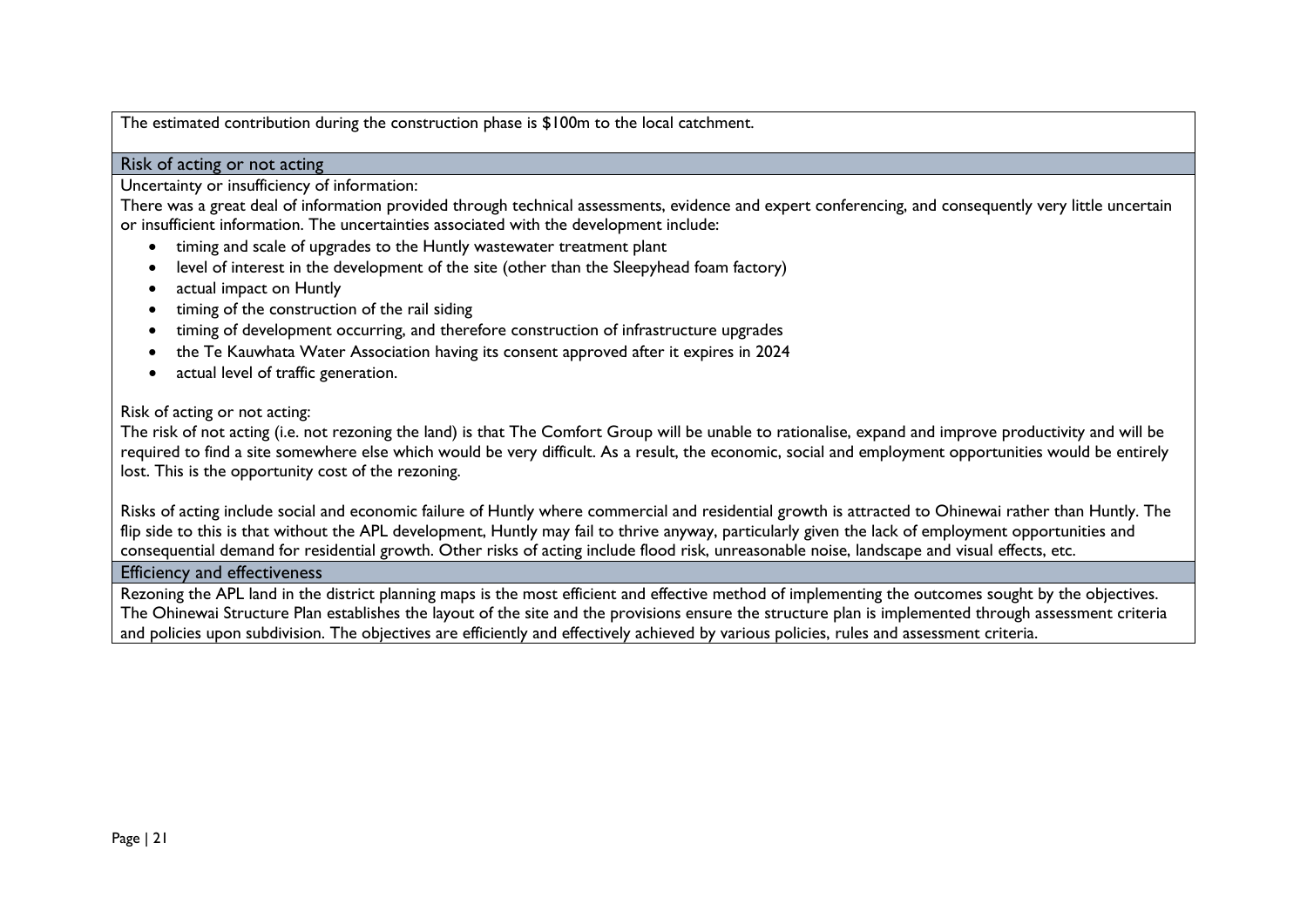The estimated contribution during the construction phase is $100m to the local catchment.

### Risk of acting or not acting

Uncertainty or insufficiency of information:

There was a great deal of information provided through technical assessments, evidence and expert conferencing, and consequently very little uncertain or insufficient information. The uncertainties associated with the development include:

- timing and scale of upgrades to the Huntly wastewater treatment plant
- level of interest in the development of the site (other than the Sleepyhead foam factory)
- actual impact on Huntly
- timing of the construction of the rail siding
- timing of development occurring, and therefore construction of infrastructure upgrades
- the Te Kauwhata Water Association having its consent approved after it expires in 2024
- actual level of traffic generation.

Risk of acting or not acting:

The risk of not acting (i.e. not rezoning the land) is that The Comfort Group will be unable to rationalise, expand and improve productivity and will be required to find a site somewhere else which would be very difficult. As a result, the economic, social and employment opportunities would be entirely lost. This is the opportunity cost of the rezoning.

Risks of acting include social and economic failure of Huntly where commercial and residential growth is attracted to Ohinewai rather than Huntly. The flip side to this is that without the APL development, Huntly may fail to thrive anyway, particularly given the lack of employment opportunities and consequential demand for residential growth. Other risks of acting include flood risk, unreasonable noise, landscape and visual effects, etc.

### Efficiency and effectiveness

Rezoning the APL land in the district planning maps is the most efficient and effective method of implementing the outcomes sought by the objectives. The Ohinewai Structure Plan establishes the layout of the site and the provisions ensure the structure plan is implemented through assessment criteria and policies upon subdivision. The objectives are efficiently and effectively achieved by various policies, rules and assessment criteria.